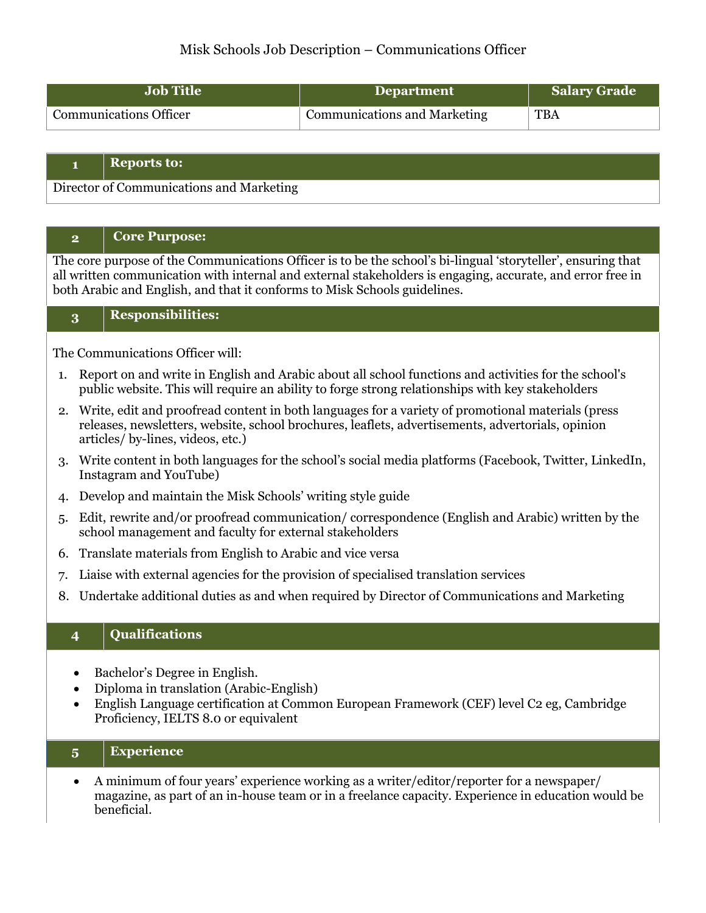# Misk Schools Job Description – Communications Officer

| Job Title | Department | Salary Grade |
|---|---|---|
| Communications Officer | Communications and Marketing | TBA |

## 1 Reports to:

Director of Communications and Marketing

## 2 Core Purpose:

The core purpose of the Communications Officer is to be the school's bi-lingual 'storyteller', ensuring that all written communication with internal and external stakeholders is engaging, accurate, and error free in both Arabic and English, and that it conforms to Misk Schools guidelines.

## 3 Responsibilities:

The Communications Officer will:

1. Report on and write in English and Arabic about all school functions and activities for the school's public website. This will require an ability to forge strong relationships with key stakeholders
2. Write, edit and proofread content in both languages for a variety of promotional materials (press releases, newsletters, website, school brochures, leaflets, advertisements, advertorials, opinion articles/ by-lines, videos, etc.)
3. Write content in both languages for the school's social media platforms (Facebook, Twitter, LinkedIn, Instagram and YouTube)
4. Develop and maintain the Misk Schools' writing style guide
5. Edit, rewrite and/or proofread communication/ correspondence (English and Arabic) written by the school management and faculty for external stakeholders
6. Translate materials from English to Arabic and vice versa
7. Liaise with external agencies for the provision of specialised translation services
8. Undertake additional duties as and when required by Director of Communications and Marketing

## 4 Qualifications

- Bachelor's Degree in English.
- Diploma in translation (Arabic-English)
- English Language certification at Common European Framework (CEF) level C2 eg, Cambridge Proficiency, IELTS 8.0 or equivalent

## 5 Experience

- A minimum of four years' experience working as a writer/editor/reporter for a newspaper/ magazine, as part of an in-house team or in a freelance capacity. Experience in education would be beneficial.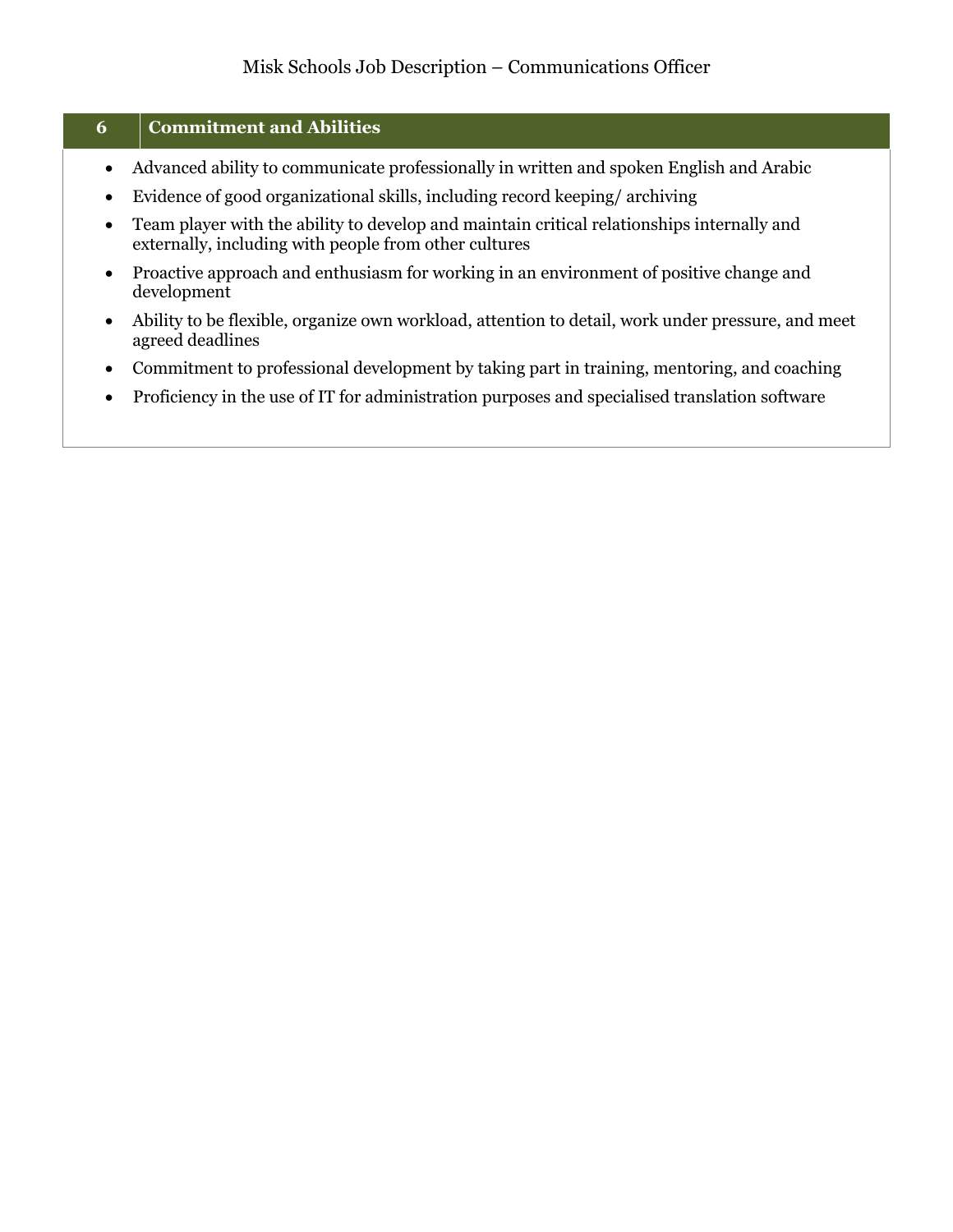## 6 Commitment and Abilities

- Advanced ability to communicate professionally in written and spoken English and Arabic
- Evidence of good organizational skills, including record keeping/ archiving
- Team player with the ability to develop and maintain critical relationships internally and externally, including with people from other cultures
- Proactive approach and enthusiasm for working in an environment of positive change and development
- Ability to be flexible, organize own workload, attention to detail, work under pressure, and meet agreed deadlines
- Commitment to professional development by taking part in training, mentoring, and coaching
- Proficiency in the use of IT for administration purposes and specialised translation software